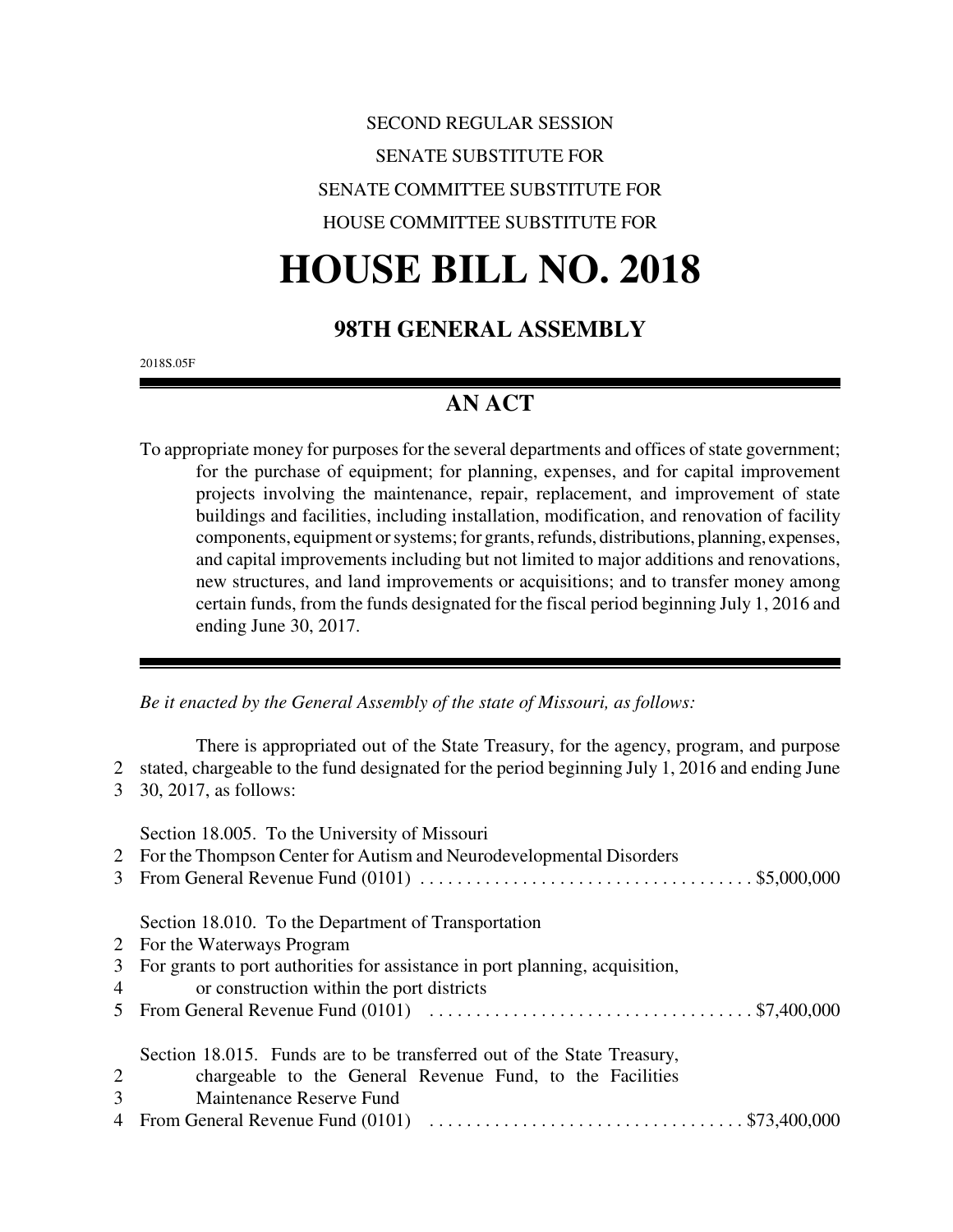SECOND REGULAR SESSION

SENATE SUBSTITUTE FOR

SENATE COMMITTEE SUBSTITUTE FOR

HOUSE COMMITTEE SUBSTITUTE FOR

# HOUSE BILL NO. 2018

## 98TH GENERAL ASSEMBLY

2018S.05F

## AN ACT

To appropriate money for purposes for the several departments and offices of state government; for the purchase of equipment; for planning, expenses, and for capital improvement projects involving the maintenance, repair, replacement, and improvement of state buildings and facilities, including installation, modification, and renovation of facility components, equipment or systems; for grants, refunds, distributions, planning, expenses, and capital improvements including but not limited to major additions and renovations, new structures, and land improvements or acquisitions; and to transfer money among certain funds, from the funds designated for the fiscal period beginning July 1, 2016 and ending June 30, 2017.

*Be it enacted by the General Assembly of the state of Missouri, as follows:*

There is appropriated out of the State Treasury, for the agency, program, and purpose
2 stated, chargeable to the fund designated for the period beginning July 1, 2016 and ending June
3 30, 2017, as follows:

Section 18.005. To the University of Missouri
2 For the Thompson Center for Autism and Neurodevelopmental Disorders
3 From General Revenue Fund (0101) .................................... $5,000,000

Section 18.010. To the Department of Transportation
2 For the Waterways Program
3 For grants to port authorities for assistance in port planning, acquisition,
4 or construction within the port districts
5 From General Revenue Fund (0101) .................................... $7,400,000

Section 18.015. Funds are to be transferred out of the State Treasury,
2 chargeable to the General Revenue Fund, to the Facilities
3 Maintenance Reserve Fund
4 From General Revenue Fund (0101) .................................... $73,400,000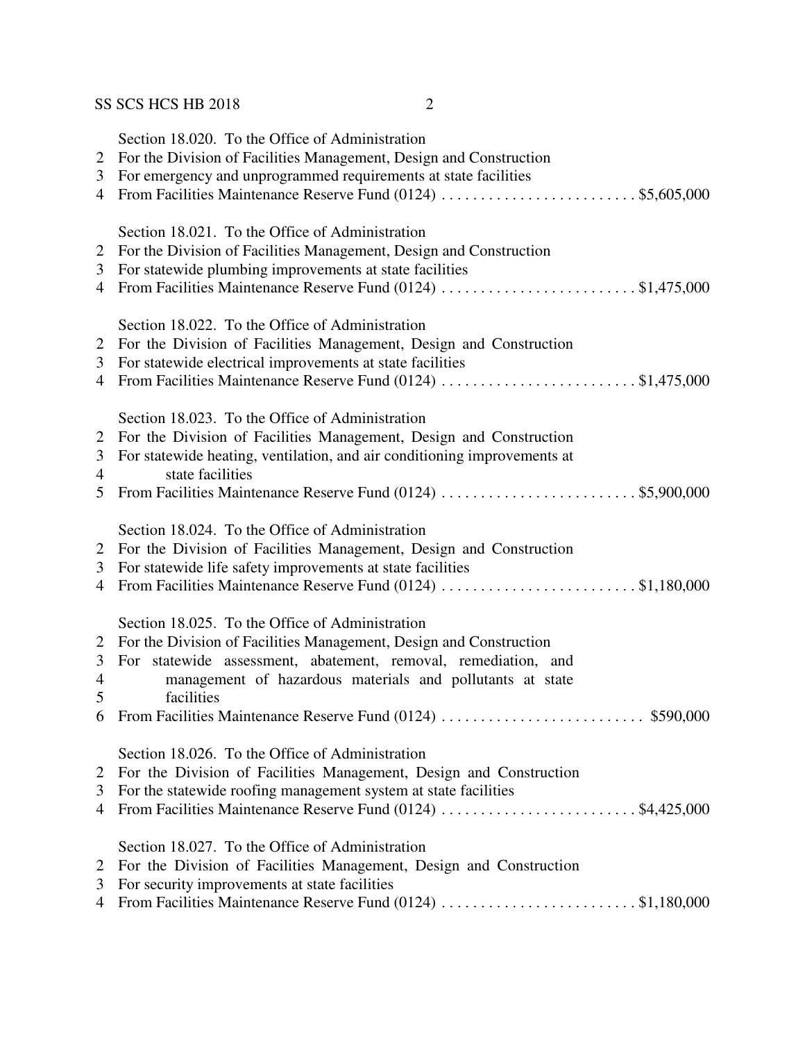Section 18.020. To the Office of Administration
For the Division of Facilities Management, Design and Construction
For emergency and unprogrammed requirements at state facilities
From Facilities Maintenance Reserve Fund (0124) . . . . . . . . . . . . . . . . . . . . . . . . . $5,605,000

Section 18.021. To the Office of Administration
For the Division of Facilities Management, Design and Construction
For statewide plumbing improvements at state facilities
From Facilities Maintenance Reserve Fund (0124) . . . . . . . . . . . . . . . . . . . . . . . . . $1,475,000

Section 18.022. To the Office of Administration
For the Division of Facilities Management, Design and Construction
For statewide electrical improvements at state facilities
From Facilities Maintenance Reserve Fund (0124) . . . . . . . . . . . . . . . . . . . . . . . . . $1,475,000

Section 18.023. To the Office of Administration
For the Division of Facilities Management, Design and Construction
For statewide heating, ventilation, and air conditioning improvements at state facilities
From Facilities Maintenance Reserve Fund (0124) . . . . . . . . . . . . . . . . . . . . . . . . . $5,900,000

Section 18.024. To the Office of Administration
For the Division of Facilities Management, Design and Construction
For statewide life safety improvements at state facilities
From Facilities Maintenance Reserve Fund (0124) . . . . . . . . . . . . . . . . . . . . . . . . . $1,180,000

Section 18.025. To the Office of Administration
For the Division of Facilities Management, Design and Construction
For statewide assessment, abatement, removal, remediation, and management of hazardous materials and pollutants at state facilities
From Facilities Maintenance Reserve Fund (0124) . . . . . . . . . . . . . . . . . . . . . . . . . $590,000

Section 18.026. To the Office of Administration
For the Division of Facilities Management, Design and Construction
For the statewide roofing management system at state facilities
From Facilities Maintenance Reserve Fund (0124) . . . . . . . . . . . . . . . . . . . . . . . . . $4,425,000

Section 18.027. To the Office of Administration
For the Division of Facilities Management, Design and Construction
For security improvements at state facilities
From Facilities Maintenance Reserve Fund (0124) . . . . . . . . . . . . . . . . . . . . . . . . . $1,180,000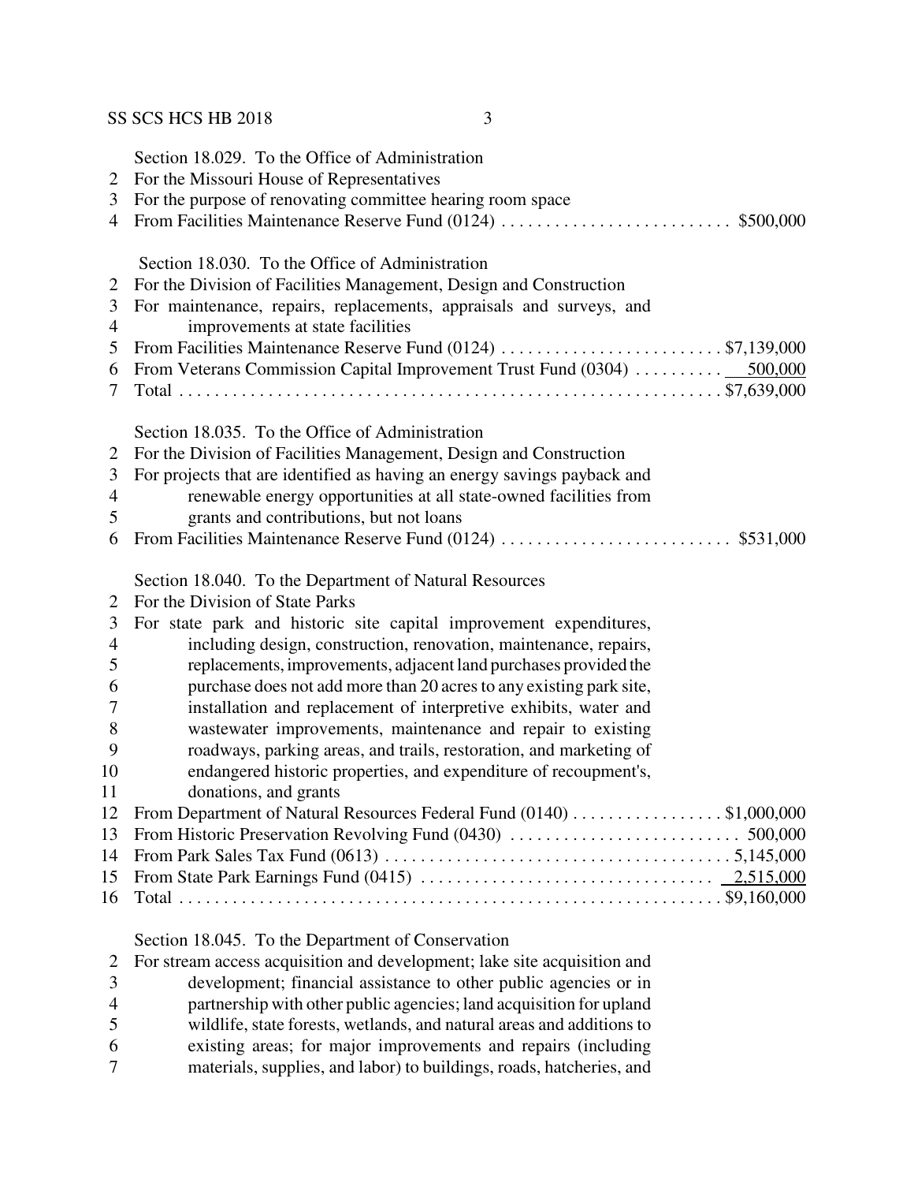Section 18.029. To the Office of Administration
For the Missouri House of Representatives
For the purpose of renovating committee hearing room space
From Facilities Maintenance Reserve Fund (0124) .......................... $500,000

Section 18.030. To the Office of Administration
For the Division of Facilities Management, Design and Construction
For maintenance, repairs, replacements, appraisals and surveys, and improvements at state facilities
From Facilities Maintenance Reserve Fund (0124) .......................... $7,139,000
From Veterans Commission Capital Improvement Trust Fund (0304) .......... 500,000
Total .......................................................... $7,639,000

Section 18.035. To the Office of Administration
For the Division of Facilities Management, Design and Construction
For projects that are identified as having an energy savings payback and renewable energy opportunities at all state-owned facilities from grants and contributions, but not loans
From Facilities Maintenance Reserve Fund (0124) .......................... $531,000

Section 18.040. To the Department of Natural Resources
For the Division of State Parks
For state park and historic site capital improvement expenditures, including design, construction, renovation, maintenance, repairs, replacements, improvements, adjacent land purchases provided the purchase does not add more than 20 acres to any existing park site, installation and replacement of interpretive exhibits, water and wastewater improvements, maintenance and repair to existing roadways, parking areas, and trails, restoration, and marketing of endangered historic properties, and expenditure of recoupment's, donations, and grants
From Department of Natural Resources Federal Fund (0140) ................. $1,000,000
From Historic Preservation Revolving Fund (0430) .......................... 500,000
From Park Sales Tax Fund (0613) ........................................ 5,145,000
From State Park Earnings Fund (0415) ................................... 2,515,000
Total .......................................................... $9,160,000

Section 18.045. To the Department of Conservation
For stream access acquisition and development; lake site acquisition and development; financial assistance to other public agencies or in partnership with other public agencies; land acquisition for upland wildlife, state forests, wetlands, and natural areas and additions to existing areas; for major improvements and repairs (including materials, supplies, and labor) to buildings, roads, hatcheries, and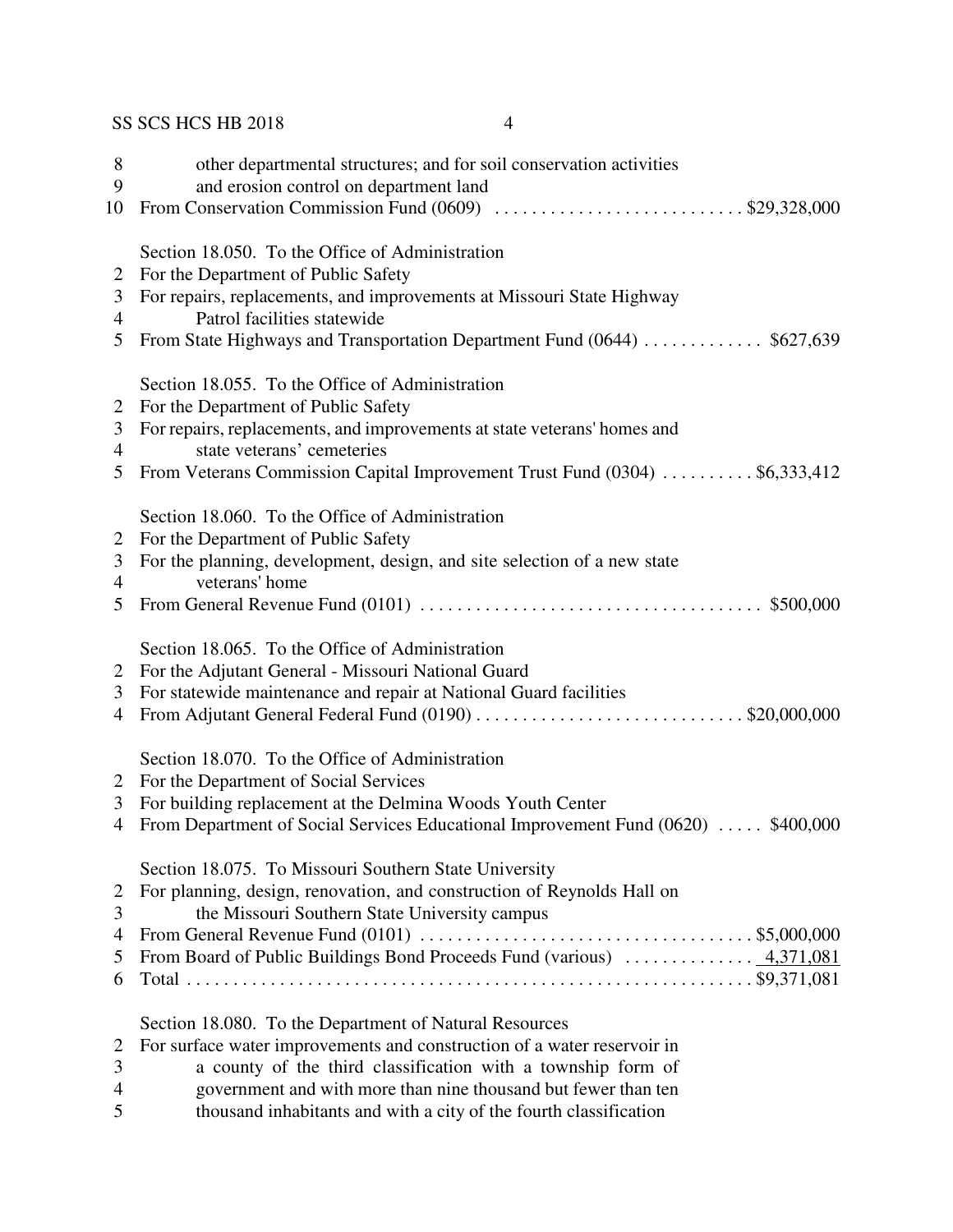other departmental structures; and for soil conservation activities and erosion control on department land
From Conservation Commission Fund (0609) . . . . . . . . . . . . . . . . . . . . . . . . . . . $29,328,000

Section 18.050. To the Office of Administration
For the Department of Public Safety
For repairs, replacements, and improvements at Missouri State Highway Patrol facilities statewide
From State Highways and Transportation Department Fund (0644) . . . . . . . . . . . . . $627,639

Section 18.055. To the Office of Administration
For the Department of Public Safety
For repairs, replacements, and improvements at state veterans' homes and state veterans' cemeteries
From Veterans Commission Capital Improvement Trust Fund (0304) . . . . . . . . . . $6,333,412

Section 18.060. To the Office of Administration
For the Department of Public Safety
For the planning, development, design, and site selection of a new state veterans' home
From General Revenue Fund (0101) . . . . . . . . . . . . . . . . . . . . . . . . . . . . . . . . . . . . . $500,000

Section 18.065. To the Office of Administration
For the Adjutant General - Missouri National Guard
For statewide maintenance and repair at National Guard facilities
From Adjutant General Federal Fund (0190) . . . . . . . . . . . . . . . . . . . . . . . . . . . . . $20,000,000

Section 18.070. To the Office of Administration
For the Department of Social Services
For building replacement at the Delmina Woods Youth Center
From Department of Social Services Educational Improvement Fund (0620) . . . . . $400,000

Section 18.075. To Missouri Southern State University
For planning, design, renovation, and construction of Reynolds Hall on the Missouri Southern State University campus
From General Revenue Fund (0101) . . . . . . . . . . . . . . . . . . . . . . . . . . . . . . . . . . . $5,000,000
From Board of Public Buildings Bond Proceeds Fund (various) . . . . . . . . . . . . . . 4,371,081
Total . . . . . . . . . . . . . . . . . . . . . . . . . . . . . . . . . . . . . . . . . . . . . . . . . . . . . . . . . . . . $9,371,081

Section 18.080. To the Department of Natural Resources
For surface water improvements and construction of a water reservoir in a county of the third classification with a township form of government and with more than nine thousand but fewer than ten thousand inhabitants and with a city of the fourth classification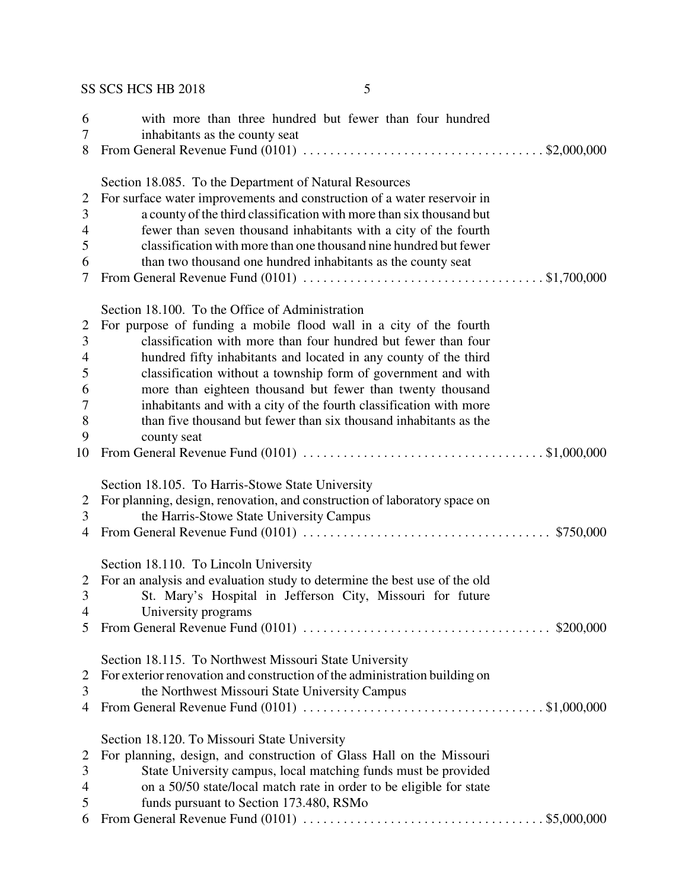with more than three hundred but fewer than four hundred inhabitants as the county seat
From General Revenue Fund (0101) .................................... $2,000,000

Section 18.085. To the Department of Natural Resources
For surface water improvements and construction of a water reservoir in a county of the third classification with more than six thousand but fewer than seven thousand inhabitants with a city of the fourth classification with more than one thousand nine hundred but fewer than two thousand one hundred inhabitants as the county seat
From General Revenue Fund (0101) .................................... $1,700,000

Section 18.100. To the Office of Administration
For purpose of funding a mobile flood wall in a city of the fourth classification with more than four hundred but fewer than four hundred fifty inhabitants and located in any county of the third classification without a township form of government and with more than eighteen thousand but fewer than twenty thousand inhabitants and with a city of the fourth classification with more than five thousand but fewer than six thousand inhabitants as the county seat
From General Revenue Fund (0101) .................................... $1,000,000

Section 18.105. To Harris-Stowe State University
For planning, design, renovation, and construction of laboratory space on the Harris-Stowe State University Campus
From General Revenue Fund (0101) .................................... $750,000

Section 18.110. To Lincoln University
For an analysis and evaluation study to determine the best use of the old St. Mary's Hospital in Jefferson City, Missouri for future University programs
From General Revenue Fund (0101) .................................... $200,000

Section 18.115. To Northwest Missouri State University
For exterior renovation and construction of the administration building on the Northwest Missouri State University Campus
From General Revenue Fund (0101) .................................... $1,000,000

Section 18.120. To Missouri State University
For planning, design, and construction of Glass Hall on the Missouri State University campus, local matching funds must be provided on a 50/50 state/local match rate in order to be eligible for state funds pursuant to Section 173.480, RSMo
From General Revenue Fund (0101) .................................... $5,000,000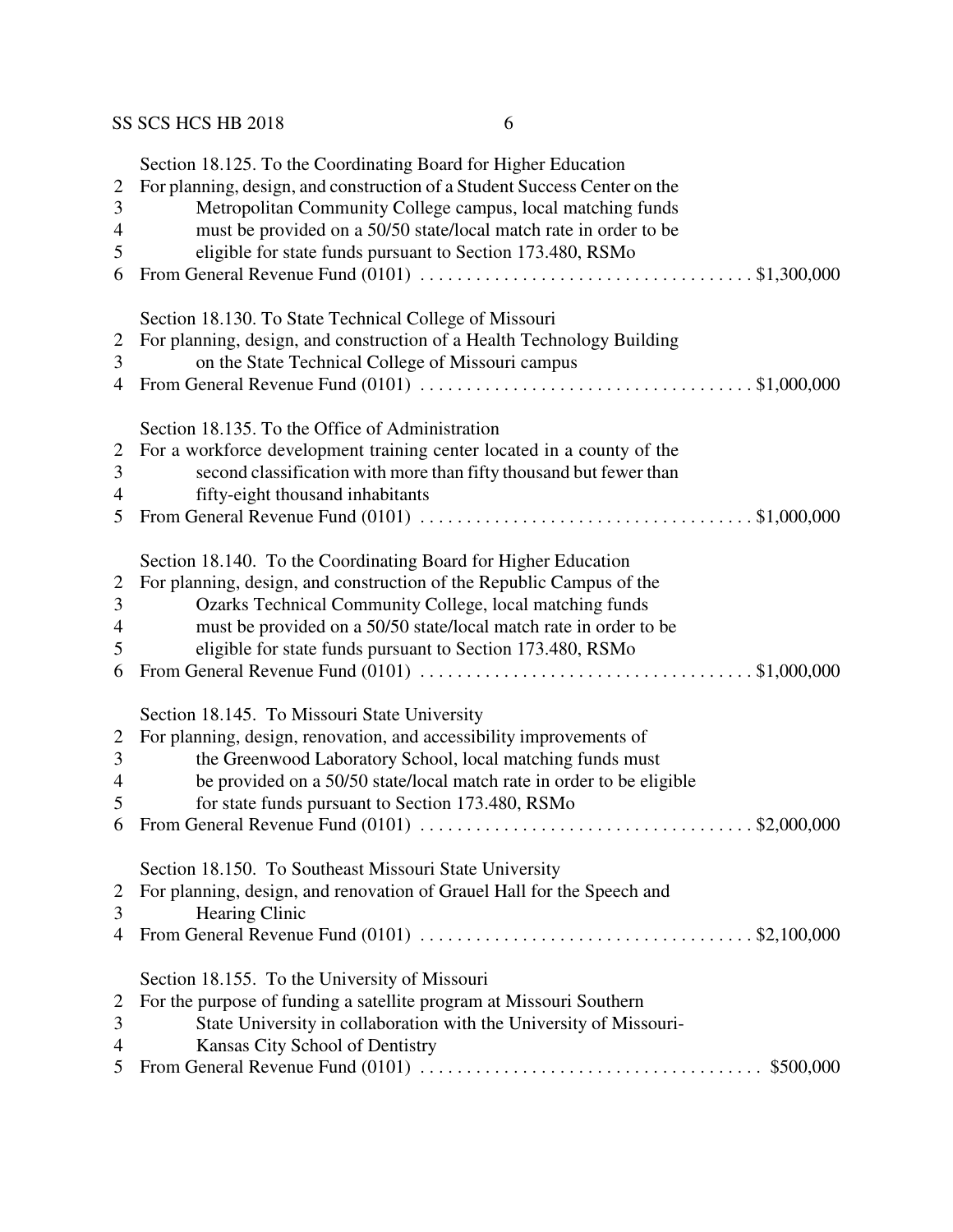Section 18.125. To the Coordinating Board for Higher Education
2 For planning, design, and construction of a Student Success Center on the
3 Metropolitan Community College campus, local matching funds
4 must be provided on a 50/50 state/local match rate in order to be
5 eligible for state funds pursuant to Section 173.480, RSMo
6 From General Revenue Fund (0101) . . . . . . . . . . . . . . . . . . . . . . . . . . . . . . . . . . . $1,300,000

Section 18.130. To State Technical College of Missouri
2 For planning, design, and construction of a Health Technology Building
3 on the State Technical College of Missouri campus
4 From General Revenue Fund (0101) . . . . . . . . . . . . . . . . . . . . . . . . . . . . . . . . . . . $1,000,000

Section 18.135. To the Office of Administration
2 For a workforce development training center located in a county of the
3 second classification with more than fifty thousand but fewer than
4 fifty-eight thousand inhabitants
5 From General Revenue Fund (0101) . . . . . . . . . . . . . . . . . . . . . . . . . . . . . . . . . . . $1,000,000

Section 18.140. To the Coordinating Board for Higher Education
2 For planning, design, and construction of the Republic Campus of the
3 Ozarks Technical Community College, local matching funds
4 must be provided on a 50/50 state/local match rate in order to be
5 eligible for state funds pursuant to Section 173.480, RSMo
6 From General Revenue Fund (0101) . . . . . . . . . . . . . . . . . . . . . . . . . . . . . . . . . . . $1,000,000

Section 18.145. To Missouri State University
2 For planning, design, renovation, and accessibility improvements of
3 the Greenwood Laboratory School, local matching funds must
4 be provided on a 50/50 state/local match rate in order to be eligible
5 for state funds pursuant to Section 173.480, RSMo
6 From General Revenue Fund (0101) . . . . . . . . . . . . . . . . . . . . . . . . . . . . . . . . . . . $2,000,000

Section 18.150. To Southeast Missouri State University
2 For planning, design, and renovation of Grauel Hall for the Speech and
3 Hearing Clinic
4 From General Revenue Fund (0101) . . . . . . . . . . . . . . . . . . . . . . . . . . . . . . . . . . . $2,100,000

Section 18.155. To the University of Missouri
2 For the purpose of funding a satellite program at Missouri Southern
3 State University in collaboration with the University of Missouri-
4 Kansas City School of Dentistry
5 From General Revenue Fund (0101) . . . . . . . . . . . . . . . . . . . . . . . . . . . . . . . . . . . . $500,000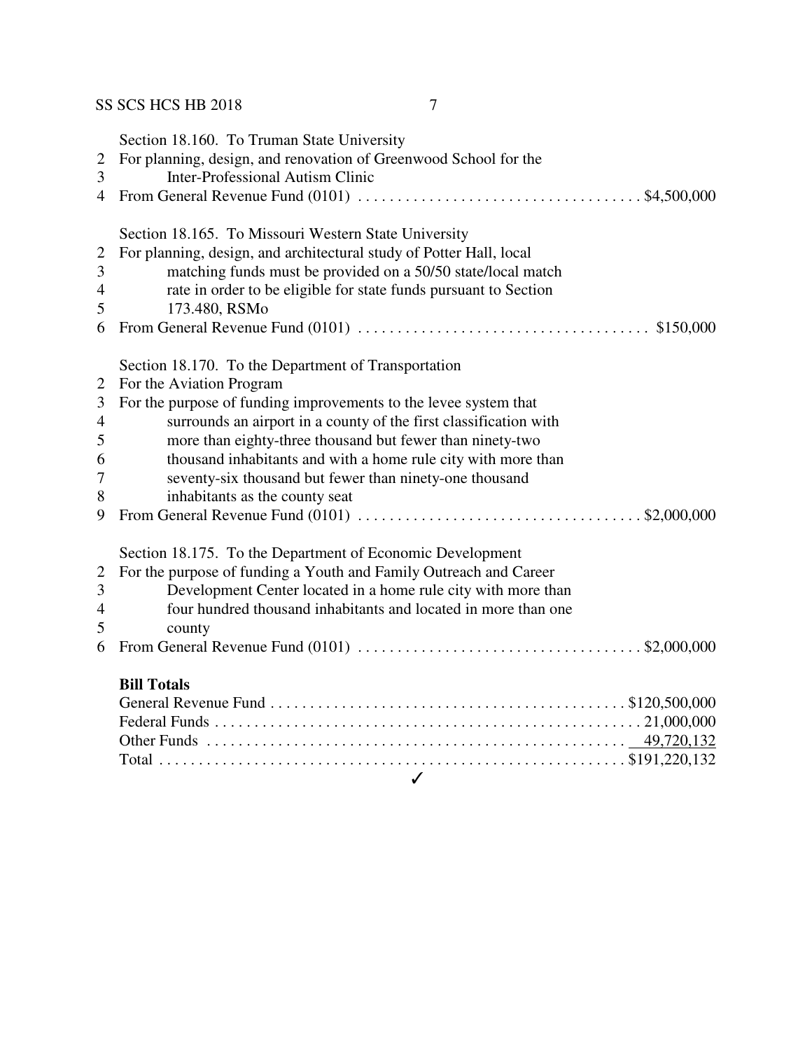Section 18.160. To Truman State University
2 For planning, design, and renovation of Greenwood School for the
3 Inter-Professional Autism Clinic
4 From General Revenue Fund (0101) . . . . . . . . . . . . . . . . . . . . . . . . . . . . . . . . . . . $4,500,000

Section 18.165. To Missouri Western State University
2 For planning, design, and architectural study of Potter Hall, local
3 matching funds must be provided on a 50/50 state/local match
4 rate in order to be eligible for state funds pursuant to Section
5 173.480, RSMo
6 From General Revenue Fund (0101) . . . . . . . . . . . . . . . . . . . . . . . . . . . . . . . . . . . $150,000

Section 18.170. To the Department of Transportation
2 For the Aviation Program
3 For the purpose of funding improvements to the levee system that
4 surrounds an airport in a county of the first classification with
5 more than eighty-three thousand but fewer than ninety-two
6 thousand inhabitants and with a home rule city with more than
7 seventy-six thousand but fewer than ninety-one thousand
8 inhabitants as the county seat
9 From General Revenue Fund (0101) . . . . . . . . . . . . . . . . . . . . . . . . . . . . . . . . . . . $2,000,000

Section 18.175. To the Department of Economic Development
2 For the purpose of funding a Youth and Family Outreach and Career
3 Development Center located in a home rule city with more than
4 four hundred thousand inhabitants and located in more than one
5 county
6 From General Revenue Fund (0101) . . . . . . . . . . . . . . . . . . . . . . . . . . . . . . . . . . . $2,000,000

**Bill Totals**

General Revenue Fund . . . . . . . . . . . . . . . . . . . . . . . . . . . . . . . . . . . . . . . . . . . . $120,500,000
Federal Funds . . . . . . . . . . . . . . . . . . . . . . . . . . . . . . . . . . . . . . . . . . . . . . . . . . . . 21,000,000
Other Funds . . . . . . . . . . . . . . . . . . . . . . . . . . . . . . . . . . . . . . . . . . . . . . . . . . . . . 49,720,132
Total . . . . . . . . . . . . . . . . . . . . . . . . . . . . . . . . . . . . . . . . . . . . . . . . . . . . . . . . . $191,220,132

✓